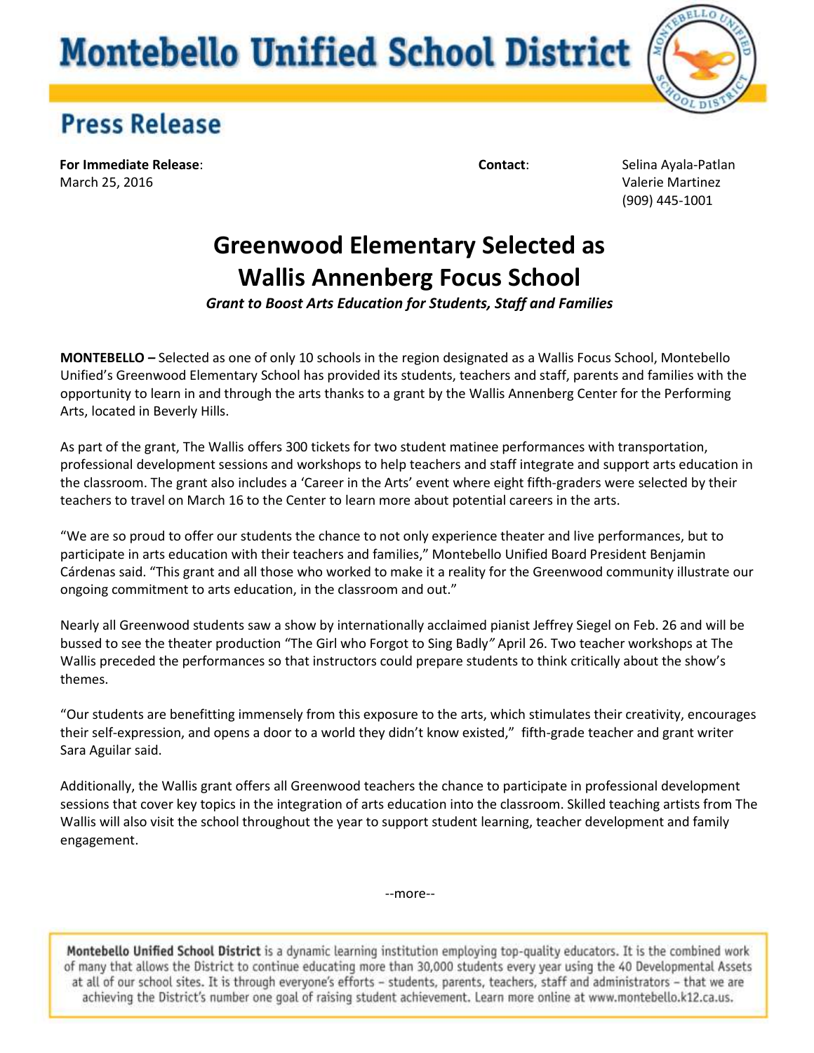# Montebello Unified School District

## Press Release

**For Immediate Release**:
March 25, 2016

**Contact**:
Selina Ayala-Patlan
Valerie Martinez
(909) 445-1001

# Greenwood Elementary Selected as Wallis Annenberg Focus School

***Grant to Boost Arts Education for Students, Staff and Families***

**MONTEBELLO –** Selected as one of only 10 schools in the region designated as a Wallis Focus School, Montebello Unified's Greenwood Elementary School has provided its students, teachers and staff, parents and families with the opportunity to learn in and through the arts thanks to a grant by the Wallis Annenberg Center for the Performing Arts, located in Beverly Hills.

As part of the grant, The Wallis offers 300 tickets for two student matinee performances with transportation, professional development sessions and workshops to help teachers and staff integrate and support arts education in the classroom. The grant also includes a 'Career in the Arts' event where eight fifth-graders were selected by their teachers to travel on March 16 to the Center to learn more about potential careers in the arts.

"We are so proud to offer our students the chance to not only experience theater and live performances, but to participate in arts education with their teachers and families," Montebello Unified Board President Benjamin Cárdenas said. "This grant and all those who worked to make it a reality for the Greenwood community illustrate our ongoing commitment to arts education, in the classroom and out."

Nearly all Greenwood students saw a show by internationally acclaimed pianist Jeffrey Siegel on Feb. 26 and will be bussed to see the theater production "The Girl who Forgot to Sing Badly*"* April 26. Two teacher workshops at The Wallis preceded the performances so that instructors could prepare students to think critically about the show's themes.

"Our students are benefitting immensely from this exposure to the arts, which stimulates their creativity, encourages their self-expression, and opens a door to a world they didn't know existed," fifth-grade teacher and grant writer Sara Aguilar said.

Additionally, the Wallis grant offers all Greenwood teachers the chance to participate in professional development sessions that cover key topics in the integration of arts education into the classroom. Skilled teaching artists from The Wallis will also visit the school throughout the year to support student learning, teacher development and family engagement.

--more--

**Montebello Unified School District** is a dynamic learning institution employing top-quality educators. It is the combined work of many that allows the District to continue educating more than 30,000 students every year using the 40 Developmental Assets at all of our school sites. It is through everyone's efforts – students, parents, teachers, staff and administrators – that we are achieving the District's number one goal of raising student achievement. Learn more online at www.montebello.k12.ca.us.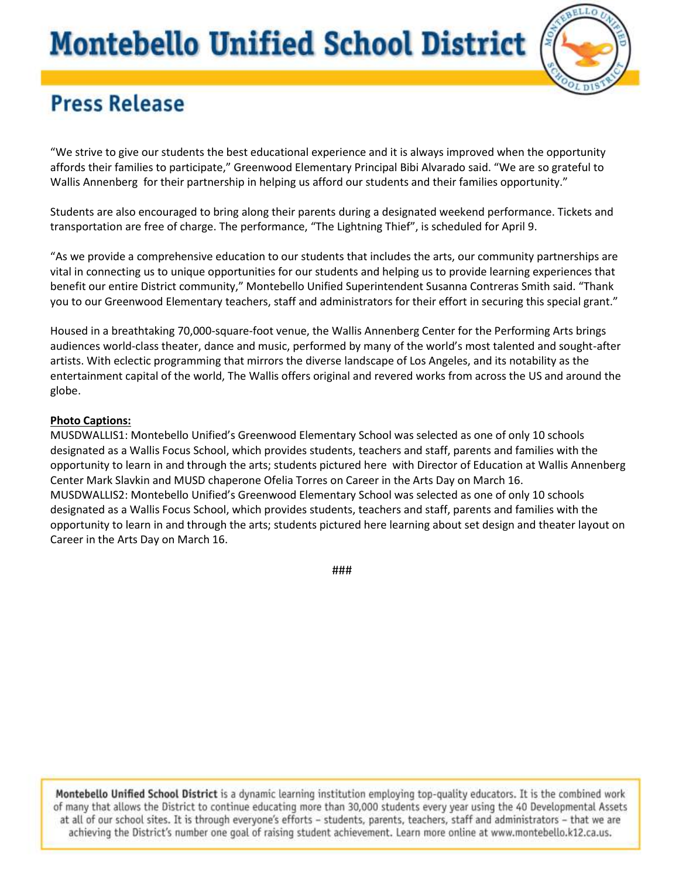# Montebello Unified School District

## Press Release

"We strive to give our students the best educational experience and it is always improved when the opportunity affords their families to participate," Greenwood Elementary Principal Bibi Alvarado said. "We are so grateful to Wallis Annenberg for their partnership in helping us afford our students and their families opportunity."

Students are also encouraged to bring along their parents during a designated weekend performance. Tickets and transportation are free of charge. The performance, "The Lightning Thief", is scheduled for April 9.

"As we provide a comprehensive education to our students that includes the arts, our community partnerships are vital in connecting us to unique opportunities for our students and helping us to provide learning experiences that benefit our entire District community," Montebello Unified Superintendent Susanna Contreras Smith said. "Thank you to our Greenwood Elementary teachers, staff and administrators for their effort in securing this special grant."

Housed in a breathtaking 70,000-square-foot venue, the Wallis Annenberg Center for the Performing Arts brings audiences world-class theater, dance and music, performed by many of the world's most talented and sought-after artists. With eclectic programming that mirrors the diverse landscape of Los Angeles, and its notability as the entertainment capital of the world, The Wallis offers original and revered works from across the US and around the globe.

**Photo Captions:**

MUSDWALLIS1: Montebello Unified's Greenwood Elementary School was selected as one of only 10 schools designated as a Wallis Focus School, which provides students, teachers and staff, parents and families with the opportunity to learn in and through the arts; students pictured here with Director of Education at Wallis Annenberg Center Mark Slavkin and MUSD chaperone Ofelia Torres on Career in the Arts Day on March 16.

MUSDWALLIS2: Montebello Unified's Greenwood Elementary School was selected as one of only 10 schools designated as a Wallis Focus School, which provides students, teachers and staff, parents and families with the opportunity to learn in and through the arts; students pictured here learning about set design and theater layout on Career in the Arts Day on March 16.

###

**Montebello Unified School District** is a dynamic learning institution employing top-quality educators. It is the combined work of many that allows the District to continue educating more than 30,000 students every year using the 40 Developmental Assets at all of our school sites. It is through everyone's efforts – students, parents, teachers, staff and administrators – that we are achieving the District's number one goal of raising student achievement. Learn more online at www.montebello.k12.ca.us.